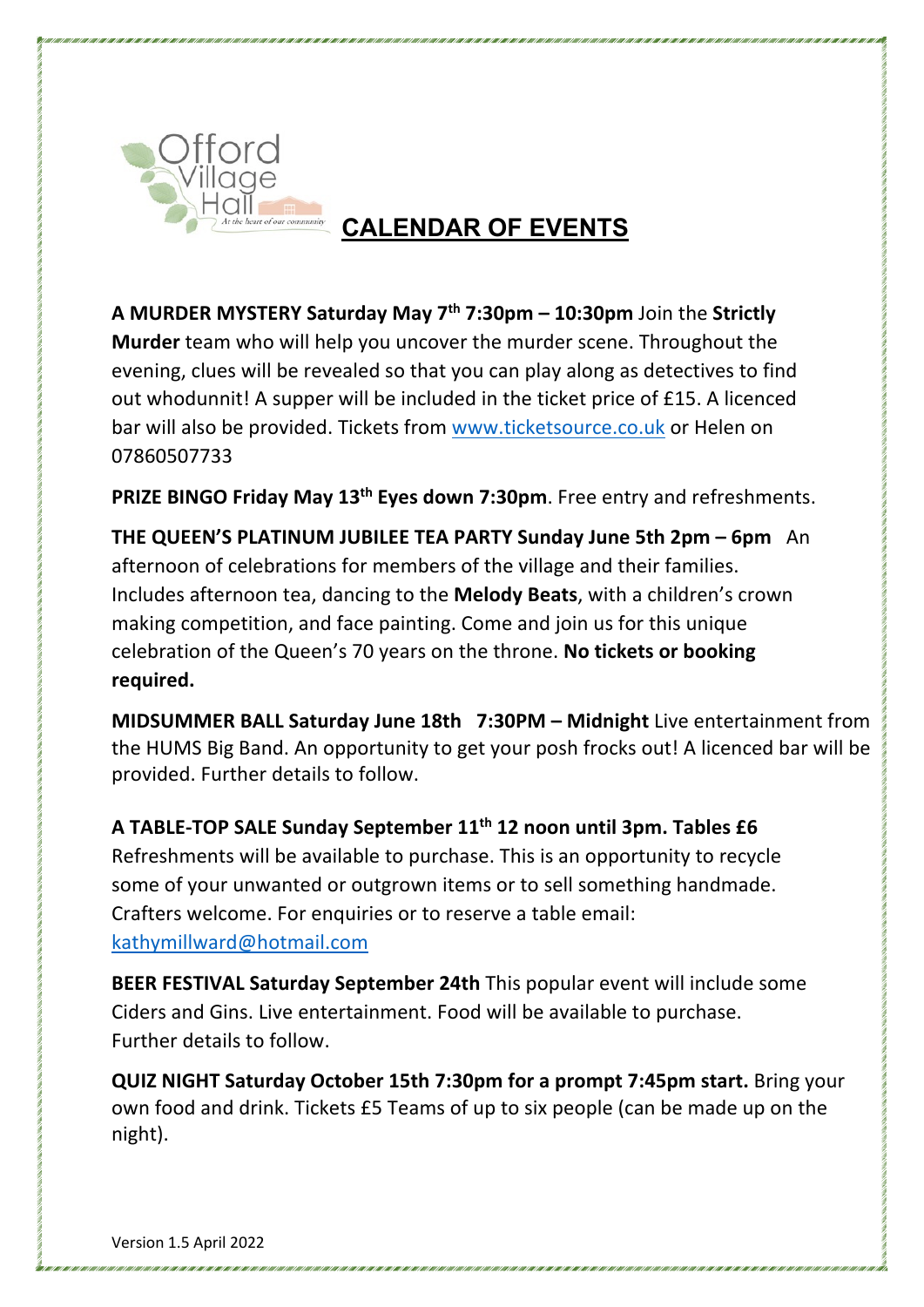Offord Village Hall
*At the heart of our community*

# CALENDAR OF EVENTS

**A MURDER MYSTERY Saturday May 7th 7:30pm – 10:30pm** Join the **Strictly Murder** team who will help you uncover the murder scene. Throughout the evening, clues will be revealed so that you can play along as detectives to find out whodunnit! A supper will be included in the ticket price of £15. A licenced bar will also be provided. Tickets from www.ticketsource.co.uk or Helen on 07860507733

**PRIZE BINGO Friday May 13th Eyes down 7:30pm**. Free entry and refreshments.

**THE QUEEN'S PLATINUM JUBILEE TEA PARTY Sunday June 5th 2pm – 6pm** An afternoon of celebrations for members of the village and their families. Includes afternoon tea, dancing to the **Melody Beats**, with a children's crown making competition, and face painting. Come and join us for this unique celebration of the Queen's 70 years on the throne. **No tickets or booking required.**

**MIDSUMMER BALL Saturday June 18th 7:30PM – Midnight** Live entertainment from the HUMS Big Band. An opportunity to get your posh frocks out! A licenced bar will be provided. Further details to follow.

**A TABLE-TOP SALE Sunday September 11th 12 noon until 3pm. Tables £6** Refreshments will be available to purchase. This is an opportunity to recycle some of your unwanted or outgrown items or to sell something handmade. Crafters welcome. For enquiries or to reserve a table email: kathymillward@hotmail.com

**BEER FESTIVAL Saturday September 24th** This popular event will include some Ciders and Gins. Live entertainment. Food will be available to purchase. Further details to follow.

**QUIZ NIGHT Saturday October 15th 7:30pm for a prompt 7:45pm start.** Bring your own food and drink. Tickets £5 Teams of up to six people (can be made up on the night).

Version 1.5 April 2022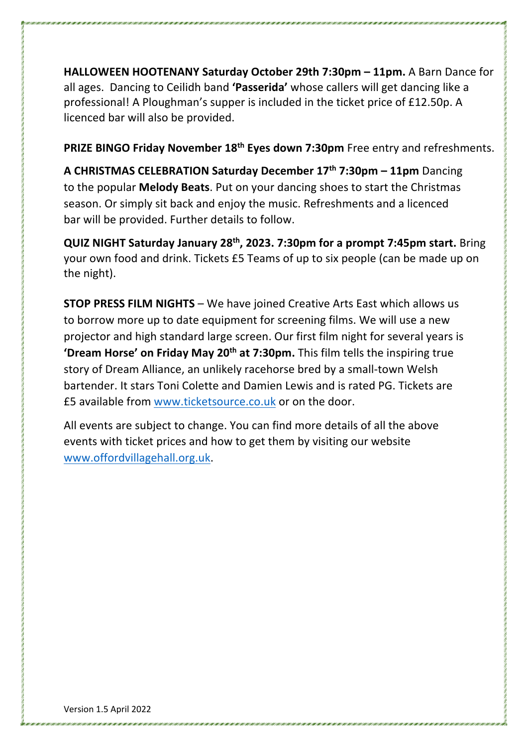**HALLOWEEN HOOTENANY Saturday October 29th 7:30pm – 11pm.** A Barn Dance for all ages. Dancing to Ceilidh band **'Passerida'** whose callers will get dancing like a professional! A Ploughman's supper is included in the ticket price of £12.50p. A licenced bar will also be provided.

**PRIZE BINGO Friday November 18th Eyes down 7:30pm** Free entry and refreshments.

**A CHRISTMAS CELEBRATION Saturday December 17th 7:30pm – 11pm** Dancing to the popular **Melody Beats**. Put on your dancing shoes to start the Christmas season. Or simply sit back and enjoy the music. Refreshments and a licenced bar will be provided. Further details to follow.

**QUIZ NIGHT Saturday January 28th, 2023. 7:30pm for a prompt 7:45pm start.** Bring your own food and drink. Tickets £5 Teams of up to six people (can be made up on the night).

**STOP PRESS FILM NIGHTS** – We have joined Creative Arts East which allows us to borrow more up to date equipment for screening films. We will use a new projector and high standard large screen. Our first film night for several years is **'Dream Horse' on Friday May 20th at 7:30pm.** This film tells the inspiring true story of Dream Alliance, an unlikely racehorse bred by a small-town Welsh bartender. It stars Toni Colette and Damien Lewis and is rated PG. Tickets are £5 available from www.ticketsource.co.uk or on the door.

All events are subject to change. You can find more details of all the above events with ticket prices and how to get them by visiting our website www.offordvillagehall.org.uk.

Version 1.5 April 2022